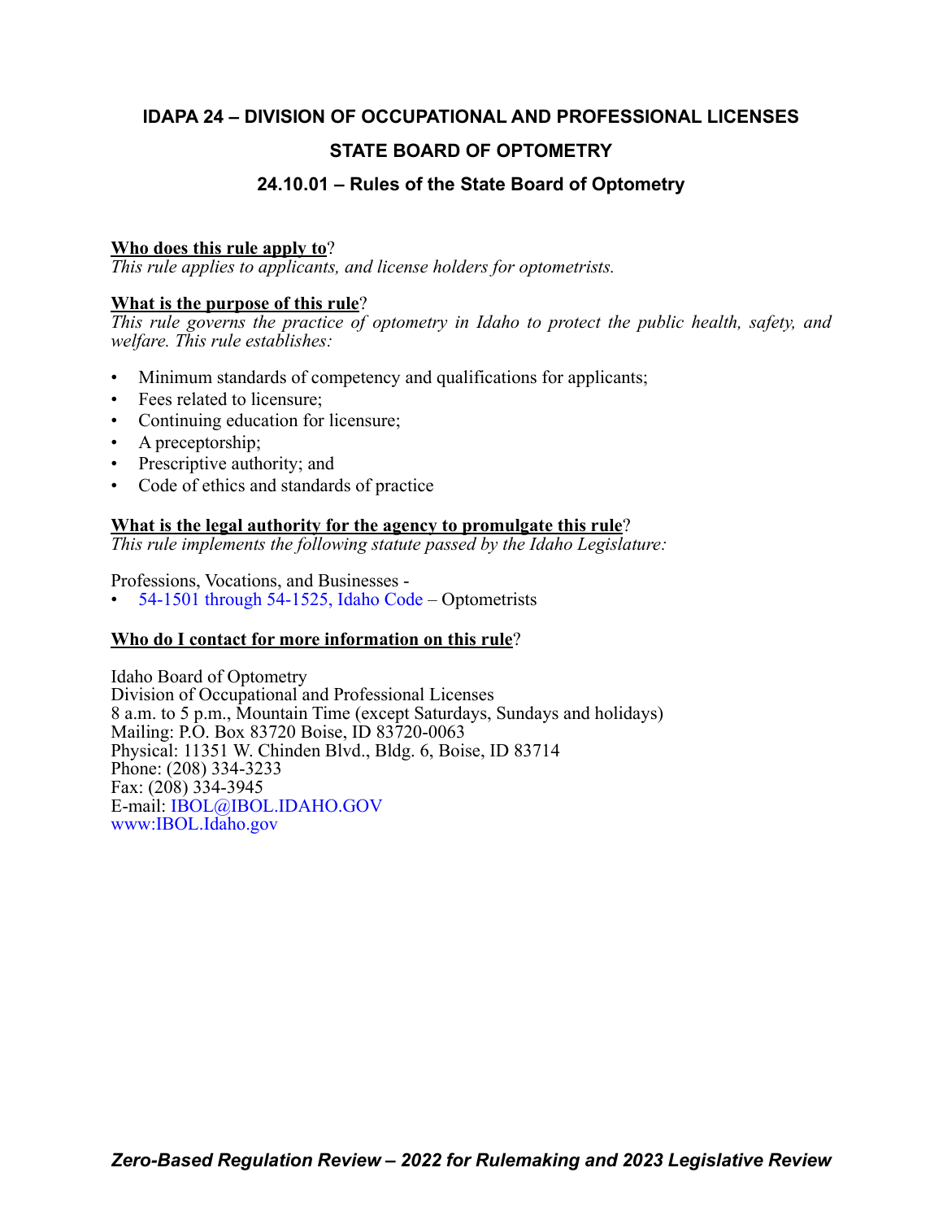# IDAPA 24 – DIVISION OF OCCUPATIONAL AND PROFESSIONAL LICENSES

## STATE BOARD OF OPTOMETRY

### 24.10.01 – Rules of the State Board of Optometry

**Who does this rule apply to**?

*This rule applies to applicants, and license holders for optometrists.*

**What is the purpose of this rule**?

*This rule governs the practice of optometry in Idaho to protect the public health, safety, and welfare. This rule establishes:*

- Minimum standards of competency and qualifications for applicants;
- Fees related to licensure;
- Continuing education for licensure;
- A preceptorship;
- Prescriptive authority; and
- Code of ethics and standards of practice

**What is the legal authority for the agency to promulgate this rule**?

*This rule implements the following statute passed by the Idaho Legislature:*

Professions, Vocations, and Businesses -

- 54-1501 through 54-1525, Idaho Code – Optometrists

**Who do I contact for more information on this rule**?

Idaho Board of Optometry
Division of Occupational and Professional Licenses
8 a.m. to 5 p.m., Mountain Time (except Saturdays, Sundays and holidays)
Mailing: P.O. Box 83720 Boise, ID 83720-0063
Physical: 11351 W. Chinden Blvd., Bldg. 6, Boise, ID 83714
Phone: (208) 334-3233
Fax: (208) 334-3945
E-mail: IBOL@IBOL.IDAHO.GOV
www:IBOL.Idaho.gov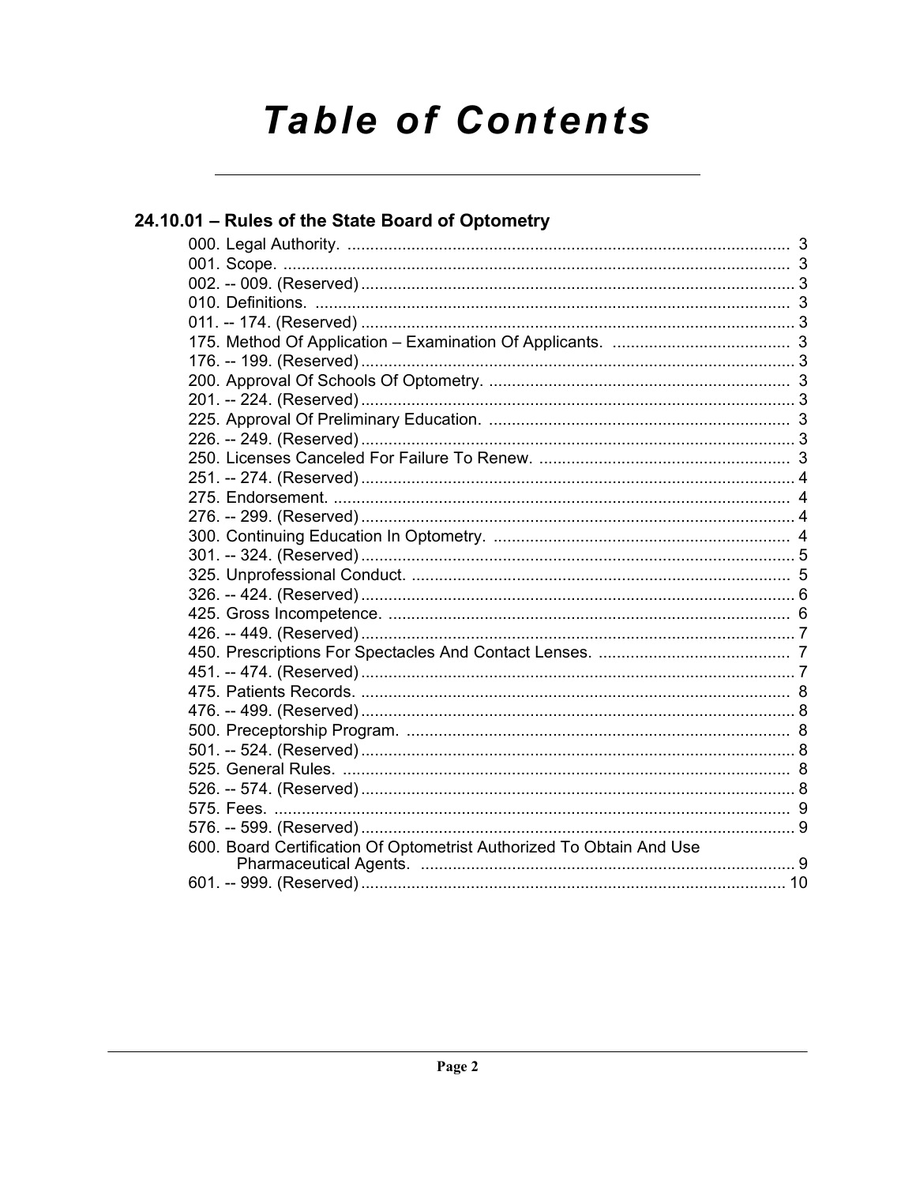# Table of Contents

## 24.10.01 – Rules of the State Board of Optometry

000. Legal Authority. ........ 3
001. Scope. ........ 3
002. -- 009. (Reserved) ........ 3
010. Definitions. ........ 3
011. -- 174. (Reserved) ........ 3
175. Method Of Application – Examination Of Applicants. ........ 3
176. -- 199. (Reserved) ........ 3
200. Approval Of Schools Of Optometry. ........ 3
201. -- 224. (Reserved) ........ 3
225. Approval Of Preliminary Education. ........ 3
226. -- 249. (Reserved) ........ 3
250. Licenses Canceled For Failure To Renew. ........ 3
251. -- 274. (Reserved) ........ 4
275. Endorsement. ........ 4
276. -- 299. (Reserved) ........ 4
300. Continuing Education In Optometry. ........ 4
301. -- 324. (Reserved) ........ 5
325. Unprofessional Conduct. ........ 5
326. -- 424. (Reserved) ........ 6
425. Gross Incompetence. ........ 6
426. -- 449. (Reserved) ........ 7
450. Prescriptions For Spectacles And Contact Lenses. ........ 7
451. -- 474. (Reserved) ........ 7
475. Patients Records. ........ 8
476. -- 499. (Reserved) ........ 8
500. Preceptorship Program. ........ 8
501. -- 524. (Reserved) ........ 8
525. General Rules. ........ 8
526. -- 574. (Reserved) ........ 8
575. Fees. ........ 9
576. -- 599. (Reserved) ........ 9
600. Board Certification Of Optometrist Authorized To Obtain And Use Pharmaceutical Agents. ........ 9
601. -- 999. (Reserved) ........ 10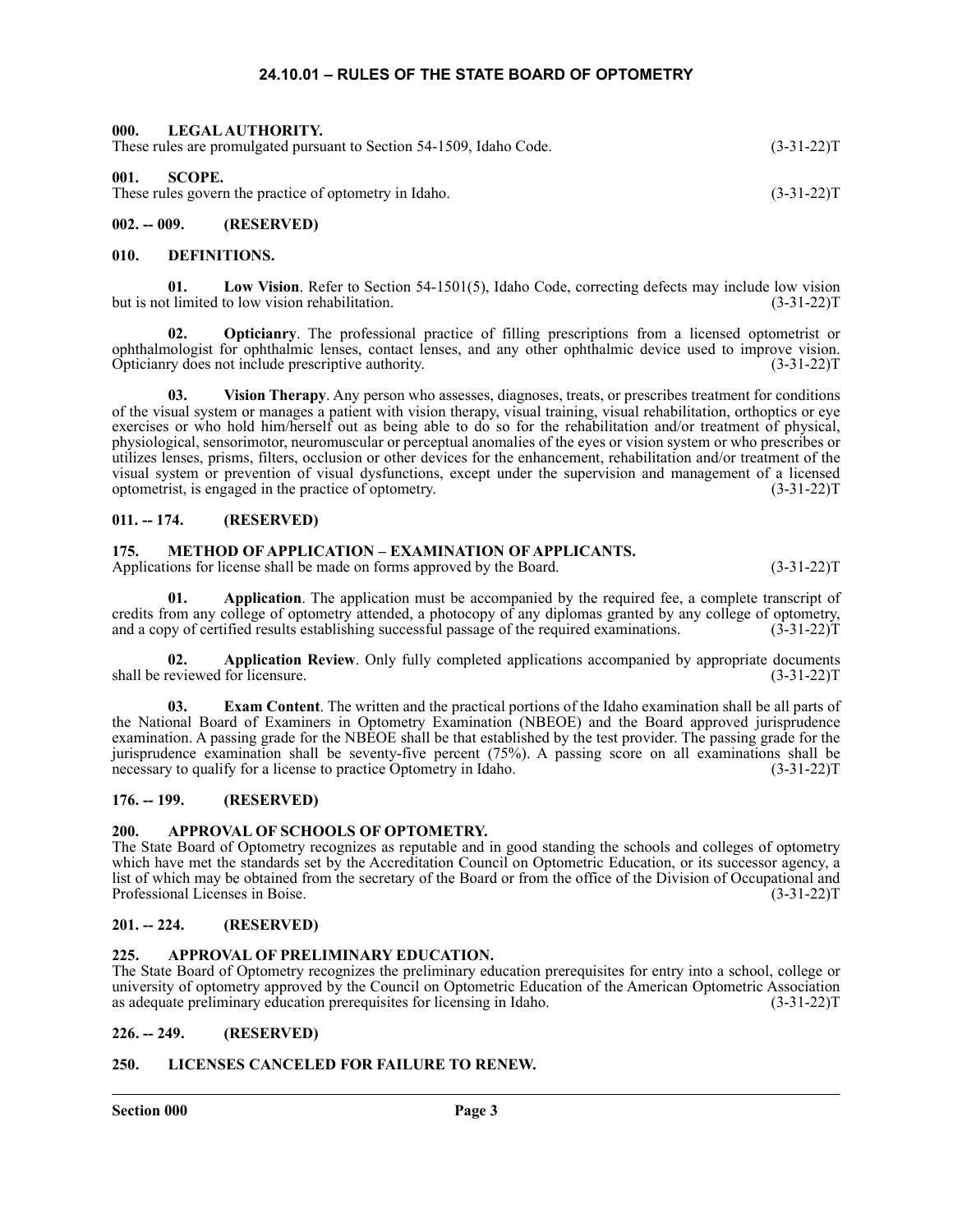# 24.10.01 – RULES OF THE STATE BOARD OF OPTOMETRY

## 000. LEGAL AUTHORITY.

These rules are promulgated pursuant to Section 54-1509, Idaho Code. (3-31-22)T

## 001. SCOPE.

These rules govern the practice of optometry in Idaho. (3-31-22)T

## 002. -- 009. (RESERVED)

## 010. DEFINITIONS.

**01. Low Vision**. Refer to Section 54-1501(5), Idaho Code, correcting defects may include low vision but is not limited to low vision rehabilitation. (3-31-22)T

**02. Opticianry**. The professional practice of filling prescriptions from a licensed optometrist or ophthalmologist for ophthalmic lenses, contact lenses, and any other ophthalmic device used to improve vision. Opticianry does not include prescriptive authority. (3-31-22)T

**03. Vision Therapy**. Any person who assesses, diagnoses, treats, or prescribes treatment for conditions of the visual system or manages a patient with vision therapy, visual training, visual rehabilitation, orthoptics or eye exercises or who hold him/herself out as being able to do so for the rehabilitation and/or treatment of physical, physiological, sensorimotor, neuromuscular or perceptual anomalies of the eyes or vision system or who prescribes or utilizes lenses, prisms, filters, occlusion or other devices for the enhancement, rehabilitation and/or treatment of the visual system or prevention of visual dysfunctions, except under the supervision and management of a licensed optometrist, is engaged in the practice of optometry. (3-31-22)T

## 011. -- 174. (RESERVED)

## 175. METHOD OF APPLICATION – EXAMINATION OF APPLICANTS.

Applications for license shall be made on forms approved by the Board. (3-31-22)T

**01. Application**. The application must be accompanied by the required fee, a complete transcript of credits from any college of optometry attended, a photocopy of any diplomas granted by any college of optometry, and a copy of certified results establishing successful passage of the required examinations. (3-31-22)T

**02. Application Review**. Only fully completed applications accompanied by appropriate documents shall be reviewed for licensure. (3-31-22)T

**03. Exam Content**. The written and the practical portions of the Idaho examination shall be all parts of the National Board of Examiners in Optometry Examination (NBEOE) and the Board approved jurisprudence examination. A passing grade for the NBEOE shall be that established by the test provider. The passing grade for the jurisprudence examination shall be seventy-five percent (75%). A passing score on all examinations shall be necessary to qualify for a license to practice Optometry in Idaho. (3-31-22)T

## 176. -- 199. (RESERVED)

## 200. APPROVAL OF SCHOOLS OF OPTOMETRY.

The State Board of Optometry recognizes as reputable and in good standing the schools and colleges of optometry which have met the standards set by the Accreditation Council on Optometric Education, or its successor agency, a list of which may be obtained from the secretary of the Board or from the office of the Division of Occupational and Professional Licenses in Boise. (3-31-22)T

## 201. -- 224. (RESERVED)

## 225. APPROVAL OF PRELIMINARY EDUCATION.

The State Board of Optometry recognizes the preliminary education prerequisites for entry into a school, college or university of optometry approved by the Council on Optometric Education of the American Optometric Association as adequate preliminary education prerequisites for licensing in Idaho. (3-31-22)T

## 226. -- 249. (RESERVED)

## 250. LICENSES CANCELED FOR FAILURE TO RENEW.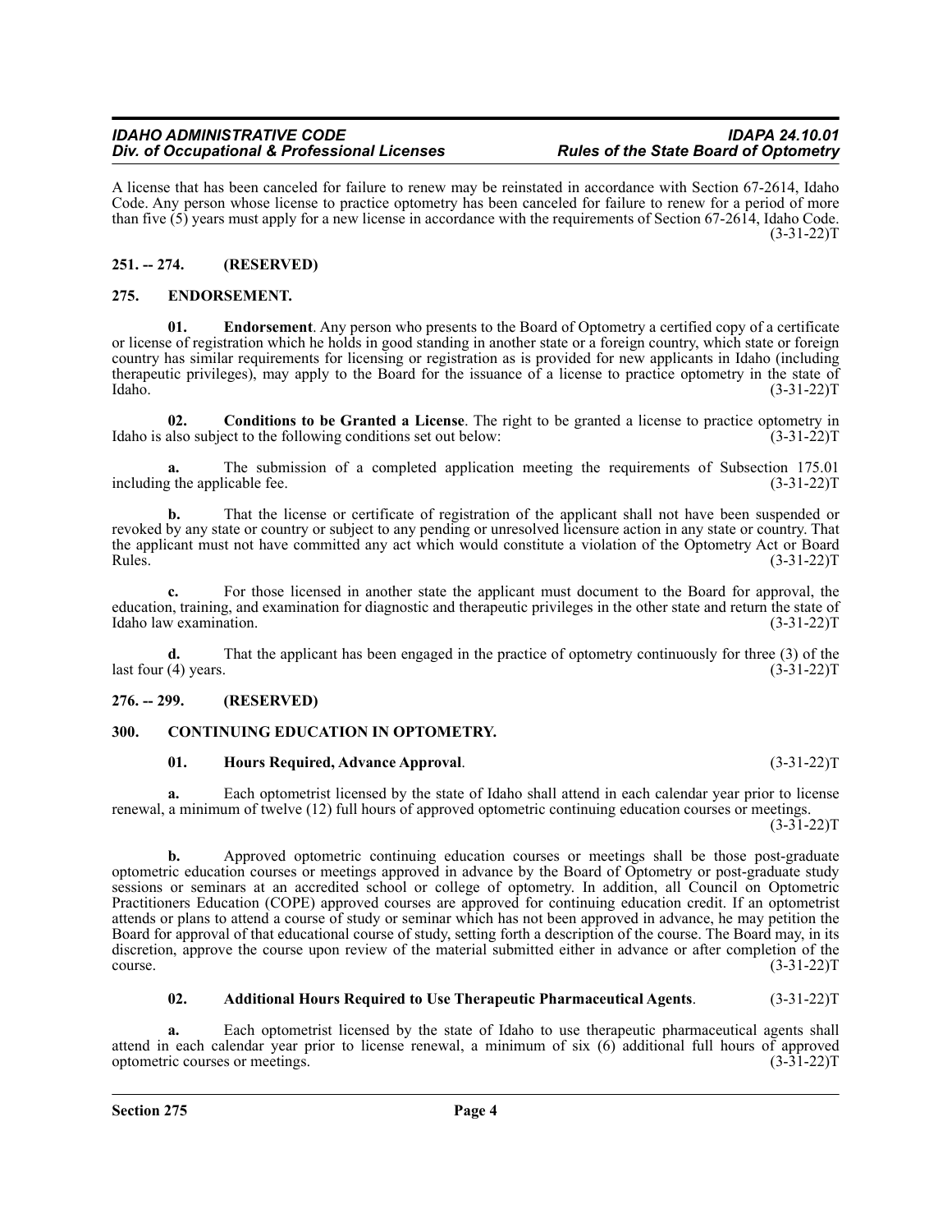A license that has been canceled for failure to renew may be reinstated in accordance with Section 67-2614, Idaho Code. Any person whose license to practice optometry has been canceled for failure to renew for a period of more than five (5) years must apply for a new license in accordance with the requirements of Section 67-2614, Idaho Code. (3-31-22)T

## 251. -- 274. (RESERVED)

## 275. ENDORSEMENT.

**01. Endorsement**. Any person who presents to the Board of Optometry a certified copy of a certificate or license of registration which he holds in good standing in another state or a foreign country, which state or foreign country has similar requirements for licensing or registration as is provided for new applicants in Idaho (including therapeutic privileges), may apply to the Board for the issuance of a license to practice optometry in the state of Idaho. (3-31-22)T

**02. Conditions to be Granted a License**. The right to be granted a license to practice optometry in Idaho is also subject to the following conditions set out below: (3-31-22)T

**a.** The submission of a completed application meeting the requirements of Subsection 175.01 including the applicable fee. (3-31-22)T

**b.** That the license or certificate of registration of the applicant shall not have been suspended or revoked by any state or country or subject to any pending or unresolved licensure action in any state or country. That the applicant must not have committed any act which would constitute a violation of the Optometry Act or Board Rules. (3-31-22)T

**c.** For those licensed in another state the applicant must document to the Board for approval, the education, training, and examination for diagnostic and therapeutic privileges in the other state and return the state of Idaho law examination. (3-31-22)T

**d.** That the applicant has been engaged in the practice of optometry continuously for three (3) of the last four (4) years. (3-31-22)T

## 276. -- 299. (RESERVED)

## 300. CONTINUING EDUCATION IN OPTOMETRY.

**01. Hours Required, Advance Approval**. (3-31-22)T

**a.** Each optometrist licensed by the state of Idaho shall attend in each calendar year prior to license renewal, a minimum of twelve (12) full hours of approved optometric continuing education courses or meetings. (3-31-22)T

**b.** Approved optometric continuing education courses or meetings shall be those post-graduate optometric education courses or meetings approved in advance by the Board of Optometry or post-graduate study sessions or seminars at an accredited school or college of optometry. In addition, all Council on Optometric Practitioners Education (COPE) approved courses are approved for continuing education credit. If an optometrist attends or plans to attend a course of study or seminar which has not been approved in advance, he may petition the Board for approval of that educational course of study, setting forth a description of the course. The Board may, in its discretion, approve the course upon review of the material submitted either in advance or after completion of the course. (3-31-22)T

**02. Additional Hours Required to Use Therapeutic Pharmaceutical Agents**. (3-31-22)T

**a.** Each optometrist licensed by the state of Idaho to use therapeutic pharmaceutical agents shall attend in each calendar year prior to license renewal, a minimum of six (6) additional full hours of approved optometric courses or meetings. (3-31-22)T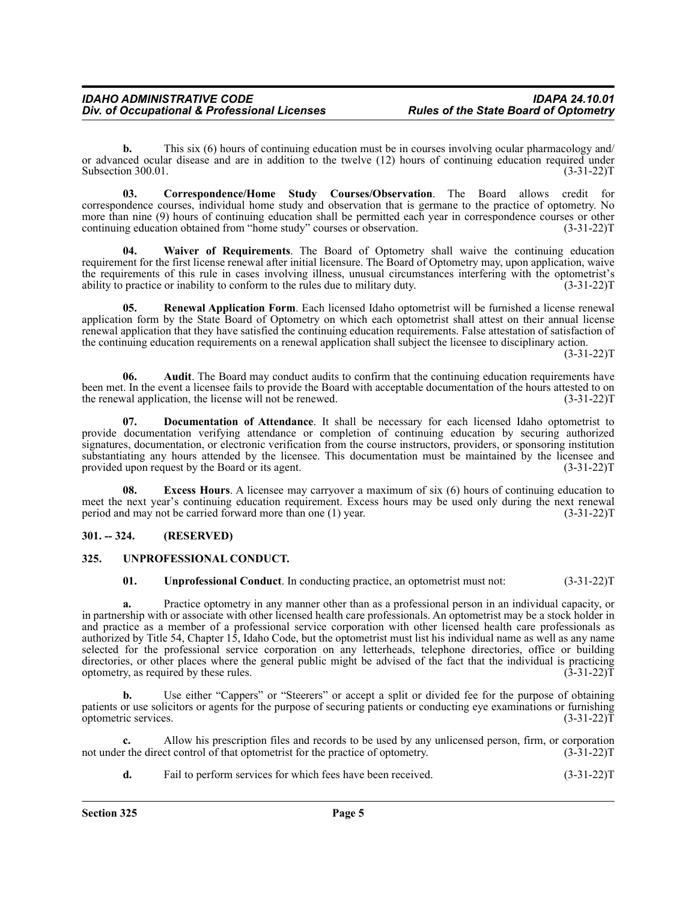**b.** This six (6) hours of continuing education must be in courses involving ocular pharmacology and/ or advanced ocular disease and are in addition to the twelve (12) hours of continuing education required under Subsection 300.01. (3-31-22)T

**03. Correspondence/Home Study Courses/Observation**. The Board allows credit for correspondence courses, individual home study and observation that is germane to the practice of optometry. No more than nine (9) hours of continuing education shall be permitted each year in correspondence courses or other continuing education obtained from "home study" courses or observation. (3-31-22)T

**04. Waiver of Requirements**. The Board of Optometry shall waive the continuing education requirement for the first license renewal after initial licensure. The Board of Optometry may, upon application, waive the requirements of this rule in cases involving illness, unusual circumstances interfering with the optometrist's ability to practice or inability to conform to the rules due to military duty. (3-31-22)T

**05. Renewal Application Form**. Each licensed Idaho optometrist will be furnished a license renewal application form by the State Board of Optometry on which each optometrist shall attest on their annual license renewal application that they have satisfied the continuing education requirements. False attestation of satisfaction of the continuing education requirements on a renewal application shall subject the licensee to disciplinary action. (3-31-22)T

**06. Audit**. The Board may conduct audits to confirm that the continuing education requirements have been met. In the event a licensee fails to provide the Board with acceptable documentation of the hours attested to on the renewal application, the license will not be renewed. (3-31-22)T

**07. Documentation of Attendance**. It shall be necessary for each licensed Idaho optometrist to provide documentation verifying attendance or completion of continuing education by securing authorized signatures, documentation, or electronic verification from the course instructors, providers, or sponsoring institution substantiating any hours attended by the licensee. This documentation must be maintained by the licensee and provided upon request by the Board or its agent. (3-31-22)T

**08. Excess Hours**. A licensee may carryover a maximum of six (6) hours of continuing education to meet the next year's continuing education requirement. Excess hours may be used only during the next renewal period and may not be carried forward more than one (1) year. (3-31-22)T

## 301. -- 324. (RESERVED)

## 325. UNPROFESSIONAL CONDUCT.

**01. Unprofessional Conduct**. In conducting practice, an optometrist must not: (3-31-22)T

**a.** Practice optometry in any manner other than as a professional person in an individual capacity, or in partnership with or associate with other licensed health care professionals. An optometrist may be a stock holder in and practice as a member of a professional service corporation with other licensed health care professionals as authorized by Title 54, Chapter 15, Idaho Code, but the optometrist must list his individual name as well as any name selected for the professional service corporation on any letterheads, telephone directories, office or building directories, or other places where the general public might be advised of the fact that the individual is practicing optometry, as required by these rules. (3-31-22)T

**b.** Use either "Cappers" or "Steerers" or accept a split or divided fee for the purpose of obtaining patients or use solicitors or agents for the purpose of securing patients or conducting eye examinations or furnishing optometric services. (3-31-22)T

**c.** Allow his prescription files and records to be used by any unlicensed person, firm, or corporation not under the direct control of that optometrist for the practice of optometry. (3-31-22)T

**d.** Fail to perform services for which fees have been received. (3-31-22)T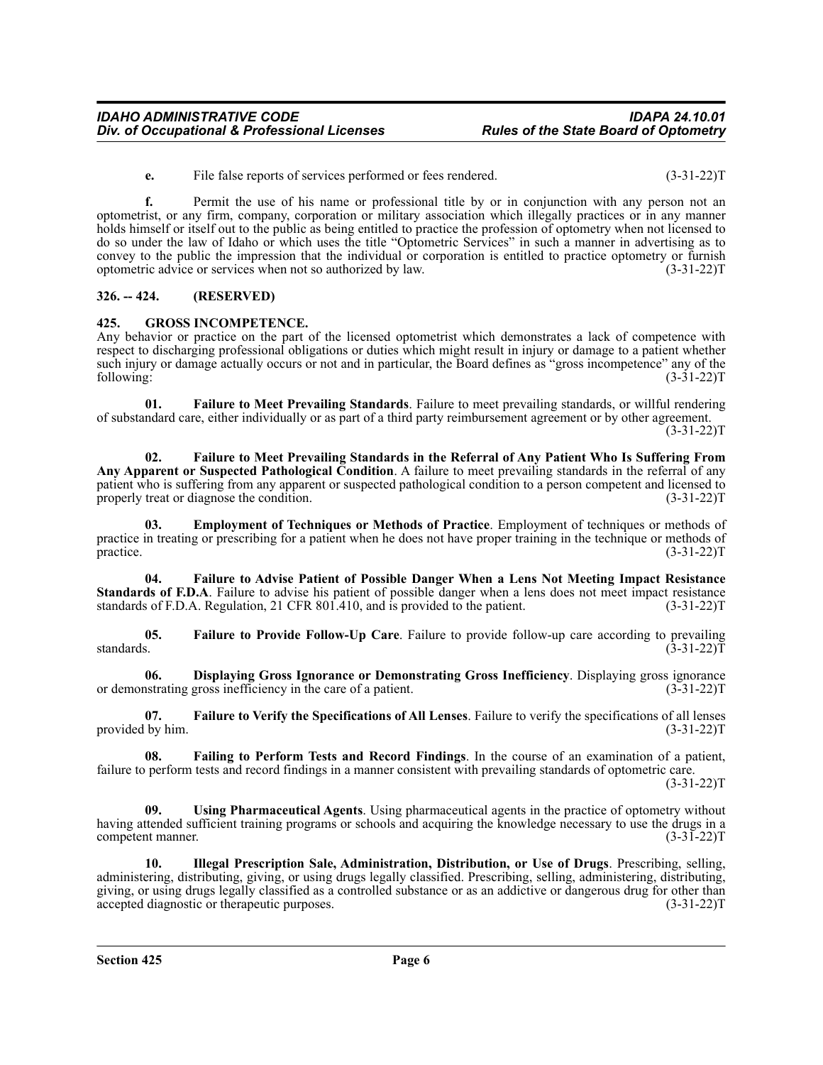**e.** File false reports of services performed or fees rendered. (3-31-22)T

**f.** Permit the use of his name or professional title by or in conjunction with any person not an optometrist, or any firm, company, corporation or military association which illegally practices or in any manner holds himself or itself out to the public as being entitled to practice the profession of optometry when not licensed to do so under the law of Idaho or which uses the title "Optometric Services" in such a manner in advertising as to convey to the public the impression that the individual or corporation is entitled to practice optometry or furnish optometric advice or services when not so authorized by law. (3-31-22)T

## 326. -- 424. (RESERVED)

## 425. GROSS INCOMPETENCE.

Any behavior or practice on the part of the licensed optometrist which demonstrates a lack of competence with respect to discharging professional obligations or duties which might result in injury or damage to a patient whether such injury or damage actually occurs or not and in particular, the Board defines as "gross incompetence" any of the following: (3-31-22)T

**01. Failure to Meet Prevailing Standards**. Failure to meet prevailing standards, or willful rendering of substandard care, either individually or as part of a third party reimbursement agreement or by other agreement. (3-31-22)T

**02. Failure to Meet Prevailing Standards in the Referral of Any Patient Who Is Suffering From Any Apparent or Suspected Pathological Condition**. A failure to meet prevailing standards in the referral of any patient who is suffering from any apparent or suspected pathological condition to a person competent and licensed to properly treat or diagnose the condition. (3-31-22)T

**03. Employment of Techniques or Methods of Practice**. Employment of techniques or methods of practice in treating or prescribing for a patient when he does not have proper training in the technique or methods of practice. (3-31-22)T

**04. Failure to Advise Patient of Possible Danger When a Lens Not Meeting Impact Resistance Standards of F.D.A**. Failure to advise his patient of possible danger when a lens does not meet impact resistance standards of F.D.A. Regulation, 21 CFR 801.410, and is provided to the patient. (3-31-22)T

**05. Failure to Provide Follow-Up Care**. Failure to provide follow-up care according to prevailing standards. (3-31-22)T

**06. Displaying Gross Ignorance or Demonstrating Gross Inefficiency**. Displaying gross ignorance or demonstrating gross inefficiency in the care of a patient. (3-31-22)T

**07. Failure to Verify the Specifications of All Lenses**. Failure to verify the specifications of all lenses provided by him. (3-31-22)T

**08. Failing to Perform Tests and Record Findings**. In the course of an examination of a patient, failure to perform tests and record findings in a manner consistent with prevailing standards of optometric care. (3-31-22)T

**09. Using Pharmaceutical Agents**. Using pharmaceutical agents in the practice of optometry without having attended sufficient training programs or schools and acquiring the knowledge necessary to use the drugs in a competent manner. (3-31-22)T

**10. Illegal Prescription Sale, Administration, Distribution, or Use of Drugs**. Prescribing, selling, administering, distributing, giving, or using drugs legally classified. Prescribing, selling, administering, distributing, giving, or using drugs legally classified as a controlled substance or as an addictive or dangerous drug for other than accepted diagnostic or therapeutic purposes. (3-31-22)T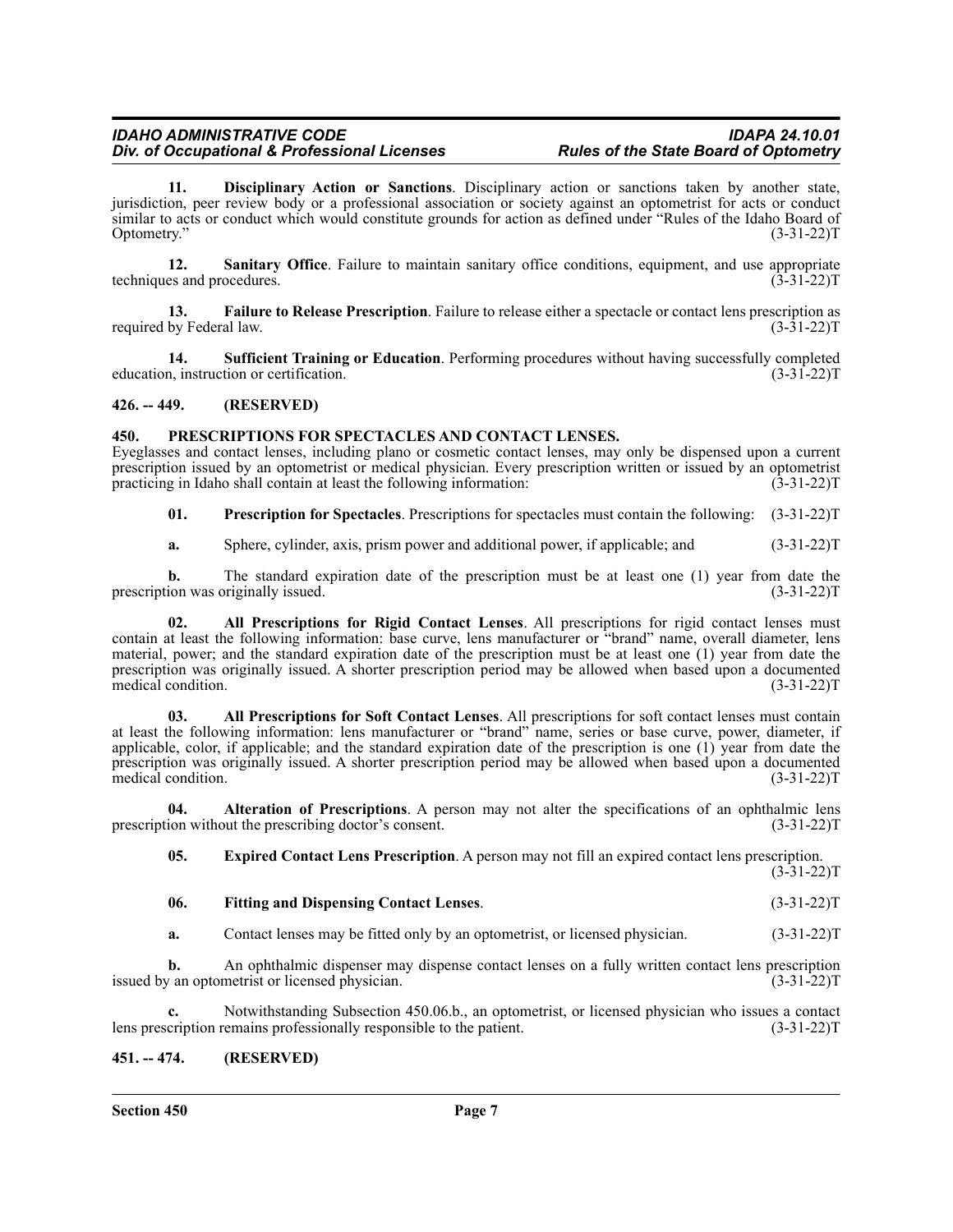**11. Disciplinary Action or Sanctions**. Disciplinary action or sanctions taken by another state, jurisdiction, peer review body or a professional association or society against an optometrist for acts or conduct similar to acts or conduct which would constitute grounds for action as defined under "Rules of the Idaho Board of Optometry." (3-31-22)T

**12. Sanitary Office**. Failure to maintain sanitary office conditions, equipment, and use appropriate techniques and procedures. (3-31-22)T

**13. Failure to Release Prescription**. Failure to release either a spectacle or contact lens prescription as required by Federal law. (3-31-22)T

**14. Sufficient Training or Education**. Performing procedures without having successfully completed education, instruction or certification. (3-31-22)T

## 426. -- 449. (RESERVED)

## 450. PRESCRIPTIONS FOR SPECTACLES AND CONTACT LENSES.

Eyeglasses and contact lenses, including plano or cosmetic contact lenses, may only be dispensed upon a current prescription issued by an optometrist or medical physician. Every prescription written or issued by an optometrist practicing in Idaho shall contain at least the following information: (3-31-22)T

**01. Prescription for Spectacles**. Prescriptions for spectacles must contain the following: (3-31-22)T

**a.** Sphere, cylinder, axis, prism power and additional power, if applicable; and (3-31-22)T

**b.** The standard expiration date of the prescription must be at least one (1) year from date the prescription was originally issued. (3-31-22)T

**02. All Prescriptions for Rigid Contact Lenses**. All prescriptions for rigid contact lenses must contain at least the following information: base curve, lens manufacturer or "brand" name, overall diameter, lens material, power; and the standard expiration date of the prescription must be at least one (1) year from date the prescription was originally issued. A shorter prescription period may be allowed when based upon a documented medical condition. (3-31-22)T

**03. All Prescriptions for Soft Contact Lenses**. All prescriptions for soft contact lenses must contain at least the following information: lens manufacturer or "brand" name, series or base curve, power, diameter, if applicable, color, if applicable; and the standard expiration date of the prescription is one (1) year from date the prescription was originally issued. A shorter prescription period may be allowed when based upon a documented medical condition. (3-31-22)T

**04. Alteration of Prescriptions**. A person may not alter the specifications of an ophthalmic lens prescription without the prescribing doctor's consent. (3-31-22)T

**05. Expired Contact Lens Prescription**. A person may not fill an expired contact lens prescription. (3-31-22)T

**06. Fitting and Dispensing Contact Lenses**. (3-31-22)T

**a.** Contact lenses may be fitted only by an optometrist, or licensed physician. (3-31-22)T

**b.** An ophthalmic dispenser may dispense contact lenses on a fully written contact lens prescription issued by an optometrist or licensed physician. (3-31-22)T

**c.** Notwithstanding Subsection 450.06.b., an optometrist, or licensed physician who issues a contact lens prescription remains professionally responsible to the patient. (3-31-22)T

## 451. -- 474. (RESERVED)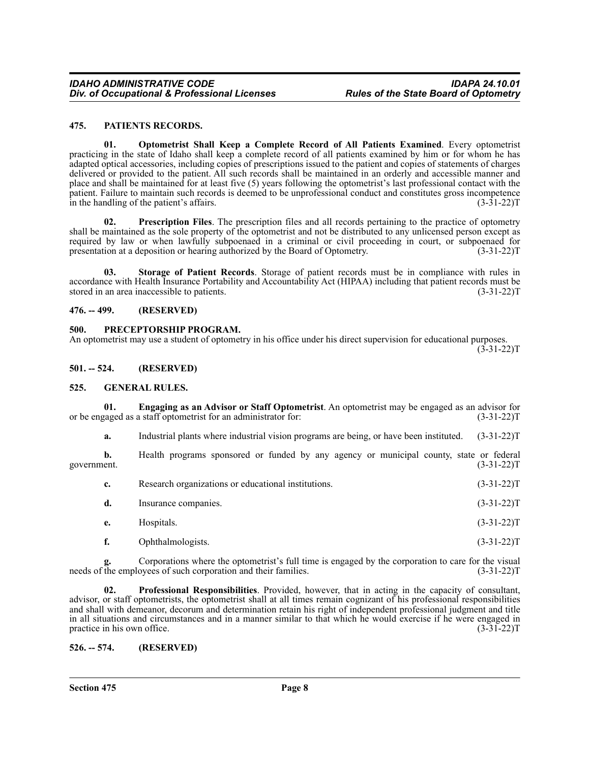## 475. PATIENTS RECORDS.

**01. Optometrist Shall Keep a Complete Record of All Patients Examined**. Every optometrist practicing in the state of Idaho shall keep a complete record of all patients examined by him or for whom he has adapted optical accessories, including copies of prescriptions issued to the patient and copies of statements of charges delivered or provided to the patient. All such records shall be maintained in an orderly and accessible manner and place and shall be maintained for at least five (5) years following the optometrist's last professional contact with the patient. Failure to maintain such records is deemed to be unprofessional conduct and constitutes gross incompetence in the handling of the patient's affairs. (3-31-22)T

**02. Prescription Files**. The prescription files and all records pertaining to the practice of optometry shall be maintained as the sole property of the optometrist and not be distributed to any unlicensed person except as required by law or when lawfully subpoenaed in a criminal or civil proceeding in court, or subpoenaed for presentation at a deposition or hearing authorized by the Board of Optometry. (3-31-22)T

**03. Storage of Patient Records**. Storage of patient records must be in compliance with rules in accordance with Health Insurance Portability and Accountability Act (HIPAA) including that patient records must be stored in an area inaccessible to patients. (3-31-22)T

## 476. -- 499. (RESERVED)

## 500. PRECEPTORSHIP PROGRAM.

An optometrist may use a student of optometry in his office under his direct supervision for educational purposes. (3-31-22)T

## 501. -- 524. (RESERVED)

## 525. GENERAL RULES.

**01. Engaging as an Advisor or Staff Optometrist**. An optometrist may be engaged as an advisor for or be engaged as a staff optometrist for an administrator for: (3-31-22)T

**a.** Industrial plants where industrial vision programs are being, or have been instituted. (3-31-22)T

**b.** Health programs sponsored or funded by any agency or municipal county, state or federal government. (3-31-22)T

**c.** Research organizations or educational institutions. (3-31-22)T

**d.** Insurance companies. (3-31-22)T

**e.** Hospitals. (3-31-22)T

**f.** Ophthalmologists. (3-31-22)T

**g.** Corporations where the optometrist's full time is engaged by the corporation to care for the visual needs of the employees of such corporation and their families. (3-31-22)T

**02. Professional Responsibilities**. Provided, however, that in acting in the capacity of consultant, advisor, or staff optometrists, the optometrist shall at all times remain cognizant of his professional responsibilities and shall with demeanor, decorum and determination retain his right of independent professional judgment and title in all situations and circumstances and in a manner similar to that which he would exercise if he were engaged in practice in his own office. (3-31-22)T

## 526. -- 574. (RESERVED)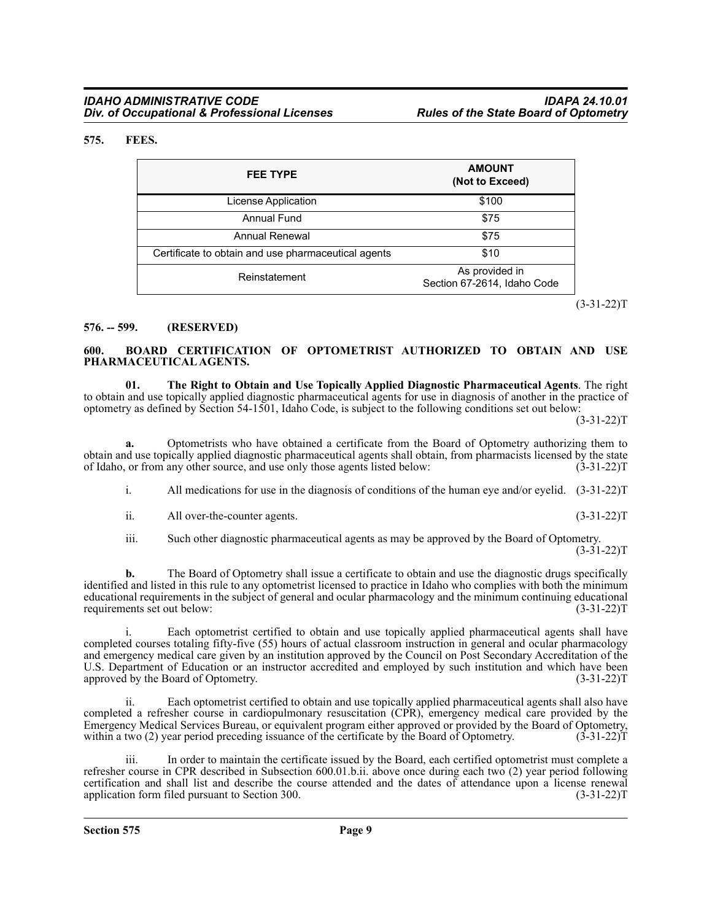## 575. FEES.

| FEE TYPE | AMOUNT (Not to Exceed) |
|---|---|
| License Application | $100 |
| Annual Fund | $75 |
| Annual Renewal | $75 |
| Certificate to obtain and use pharmaceutical agents | $10 |
| Reinstatement | As provided in Section 67-2614, Idaho Code |

(3-31-22)T

## 576. -- 599. (RESERVED)

## 600. BOARD CERTIFICATION OF OPTOMETRIST AUTHORIZED TO OBTAIN AND USE PHARMACEUTICAL AGENTS.

**01. The Right to Obtain and Use Topically Applied Diagnostic Pharmaceutical Agents**. The right to obtain and use topically applied diagnostic pharmaceutical agents for use in diagnosis of another in the practice of optometry as defined by Section 54-1501, Idaho Code, is subject to the following conditions set out below: (3-31-22)T

**a.** Optometrists who have obtained a certificate from the Board of Optometry authorizing them to obtain and use topically applied diagnostic pharmaceutical agents shall obtain, from pharmacists licensed by the state of Idaho, or from any other source, and use only those agents listed below: (3-31-22)T

i. All medications for use in the diagnosis of conditions of the human eye and/or eyelid. (3-31-22)T

ii. All over-the-counter agents. (3-31-22)T

iii. Such other diagnostic pharmaceutical agents as may be approved by the Board of Optometry. (3-31-22)T

**b.** The Board of Optometry shall issue a certificate to obtain and use the diagnostic drugs specifically identified and listed in this rule to any optometrist licensed to practice in Idaho who complies with both the minimum educational requirements in the subject of general and ocular pharmacology and the minimum continuing educational requirements set out below: (3-31-22)T

i. Each optometrist certified to obtain and use topically applied pharmaceutical agents shall have completed courses totaling fifty-five (55) hours of actual classroom instruction in general and ocular pharmacology and emergency medical care given by an institution approved by the Council on Post Secondary Accreditation of the U.S. Department of Education or an instructor accredited and employed by such institution and which have been approved by the Board of Optometry. (3-31-22)T

ii. Each optometrist certified to obtain and use topically applied pharmaceutical agents shall also have completed a refresher course in cardiopulmonary resuscitation (CPR), emergency medical care provided by the Emergency Medical Services Bureau, or equivalent program either approved or provided by the Board of Optometry, within a two (2) year period preceding issuance of the certificate by the Board of Optometry. (3-31-22)T

iii. In order to maintain the certificate issued by the Board, each certified optometrist must complete a refresher course in CPR described in Subsection 600.01.b.ii. above once during each two (2) year period following certification and shall list and describe the course attended and the dates of attendance upon a license renewal application form filed pursuant to Section 300. (3-31-22)T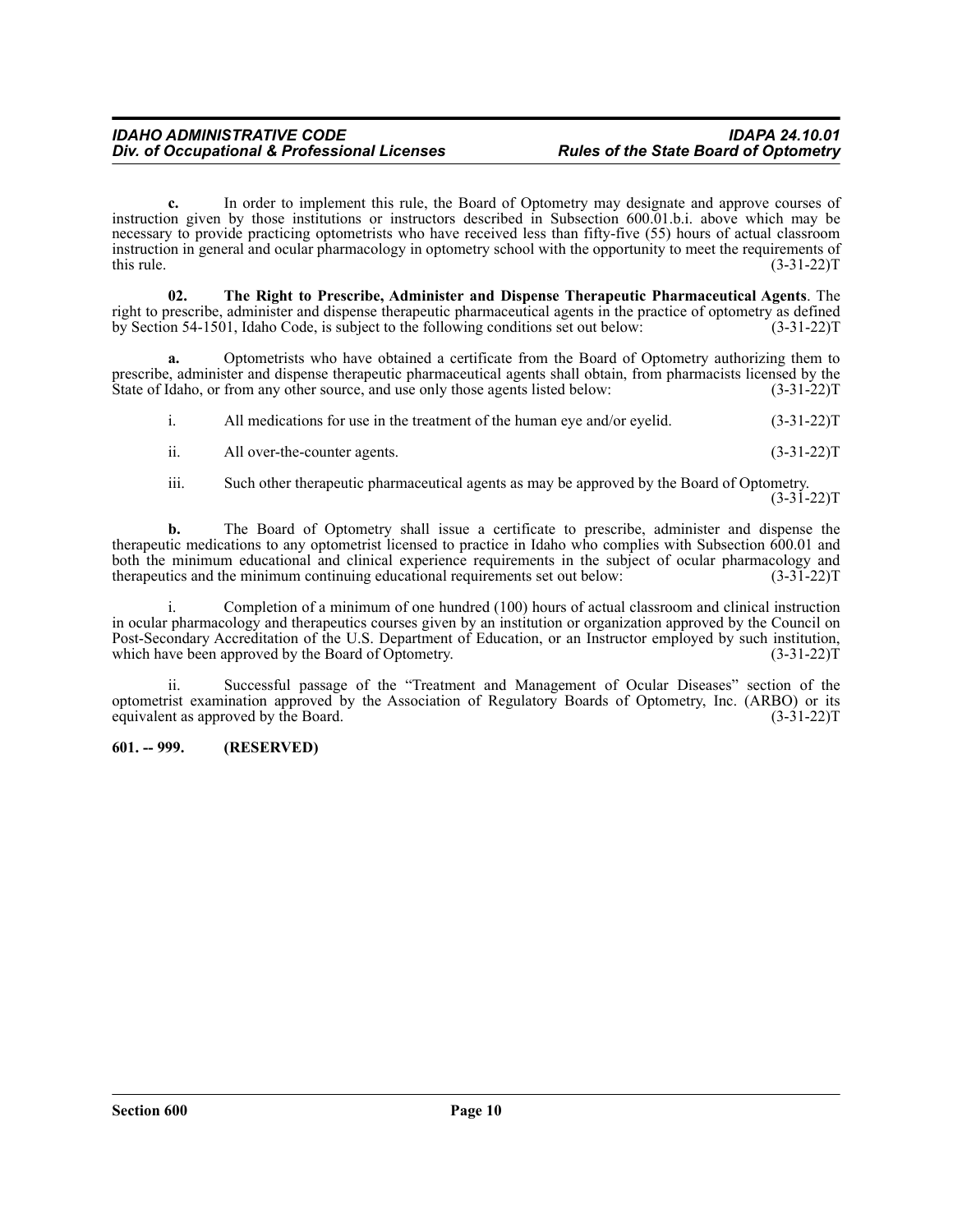**c.** In order to implement this rule, the Board of Optometry may designate and approve courses of instruction given by those institutions or instructors described in Subsection 600.01.b.i. above which may be necessary to provide practicing optometrists who have received less than fifty-five (55) hours of actual classroom instruction in general and ocular pharmacology in optometry school with the opportunity to meet the requirements of this rule. (3-31-22)T

**02. The Right to Prescribe, Administer and Dispense Therapeutic Pharmaceutical Agents**. The right to prescribe, administer and dispense therapeutic pharmaceutical agents in the practice of optometry as defined by Section 54-1501, Idaho Code, is subject to the following conditions set out below: (3-31-22)T

**a.** Optometrists who have obtained a certificate from the Board of Optometry authorizing them to prescribe, administer and dispense therapeutic pharmaceutical agents shall obtain, from pharmacists licensed by the State of Idaho, or from any other source, and use only those agents listed below: (3-31-22)T

i. All medications for use in the treatment of the human eye and/or eyelid. (3-31-22)T

ii. All over-the-counter agents. (3-31-22)T

iii. Such other therapeutic pharmaceutical agents as may be approved by the Board of Optometry. (3-31-22)T

**b.** The Board of Optometry shall issue a certificate to prescribe, administer and dispense the therapeutic medications to any optometrist licensed to practice in Idaho who complies with Subsection 600.01 and both the minimum educational and clinical experience requirements in the subject of ocular pharmacology and therapeutics and the minimum continuing educational requirements set out below: (3-31-22)T

i. Completion of a minimum of one hundred (100) hours of actual classroom and clinical instruction in ocular pharmacology and therapeutics courses given by an institution or organization approved by the Council on Post-Secondary Accreditation of the U.S. Department of Education, or an Instructor employed by such institution, which have been approved by the Board of Optometry. (3-31-22)T

ii. Successful passage of the "Treatment and Management of Ocular Diseases" section of the optometrist examination approved by the Association of Regulatory Boards of Optometry, Inc. (ARBO) or its equivalent as approved by the Board. (3-31-22)T

**601. -- 999. (RESERVED)**